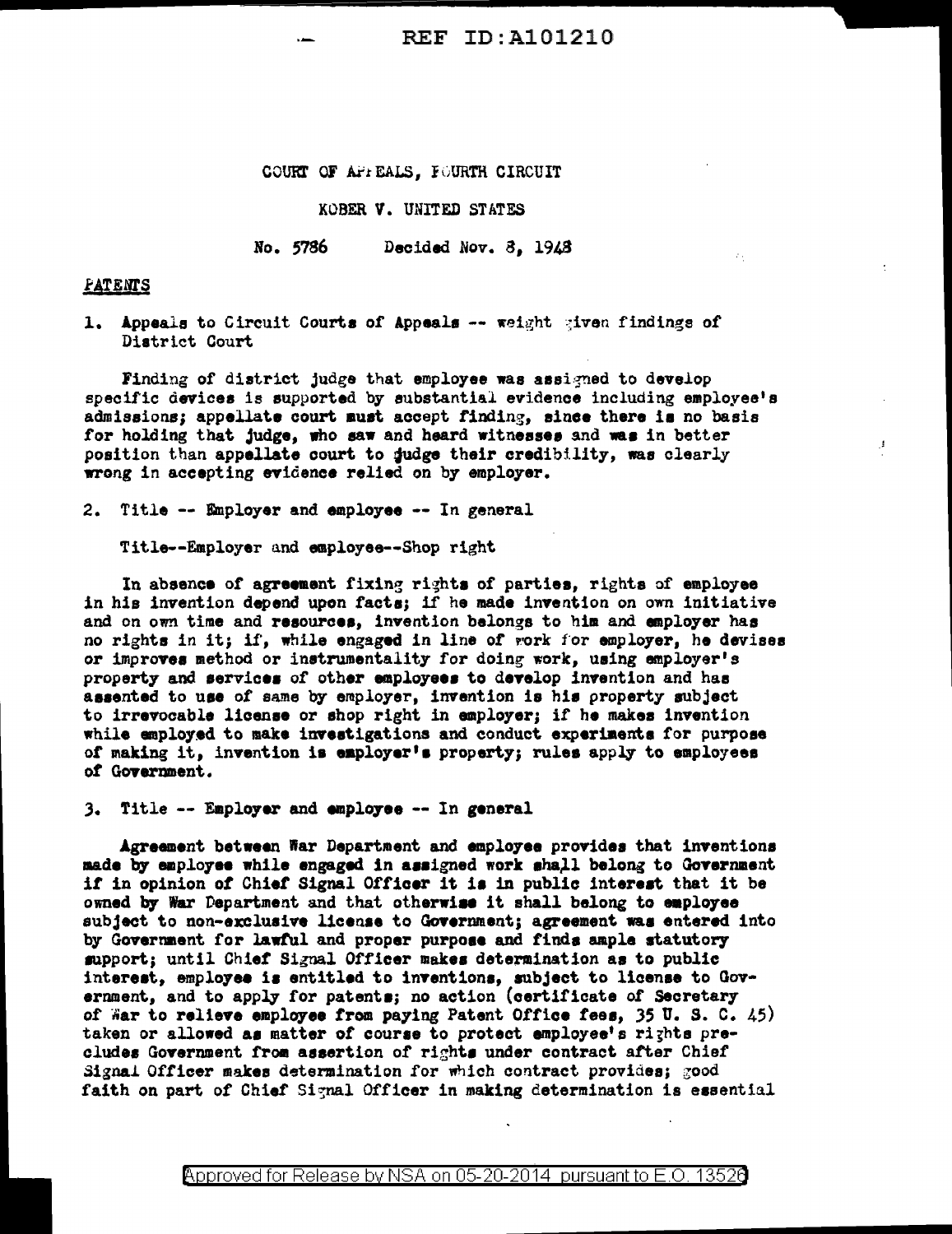COURT OF APPEALS, FOURTH CIRCUIT

KOBER V. UNITED STATES

No. 5786 Decided Nov. 8, 1948

## PATENTS

1. Appeals to Circuit Courts of Appeals -- weight given findings of District Court

Finding of district judge that employee was assigned to develop specific devices is supported by substantial evidence including employee's admissions; appellate court must accept finding, since there is no basis for holding that judge, who saw and heard witnesses and was in better position than appellate court to judge their credibility, was clearly wrong in accepting evidence relied on by employer.

2. Title -- Employer and employee -- In general

Title--Employer and employee--Shop right

In absence of agreement fixing rights of parties, rights of employee in his invention depend upon facts; if he made invention on own initiative and on own time and resources, invention belongs to him and employer has no rights in it; if, while engaged in line of work for employer, he devises or improves method or instrumentality for doing work, using employer's property and services of other employees to develop invention and has assented to use of same by employer, invention is his property subject to irrevocable license or shop right in employer; if he makes invention while employed to make investigations and conduct experiments for purpose of making it, invention is employer's property; rules apply to employees of Government.

3. Title -- Employer and employee -- In general

Agreement between War Department and employee provides that inventions made by employee while engaged in assigned work shall belong to Government if in opinion of Chief Signal Officer it is in public interest that it be owned by War Department and that otherwise it shall belong to employee subject to non-exclusive license to Government; agreement was entered into by Government for lawful and proper purpose and finds ample statutory support; until Chief Signal Officer makes determination as to public interest, employee is entitled to inventions, subject to license to Government, and to apply for patents; no action (certificate of Secretary of War to relieve employee from paying Patent Office fees, 35 U. S. C. 45) taken or allowed as matter of course to protect employee's rights precludes Government from assertion of rights under contract after Chief Signal Officer makes determination for which contract provides; good faith on part of Chief Signal Officer in making determination is essential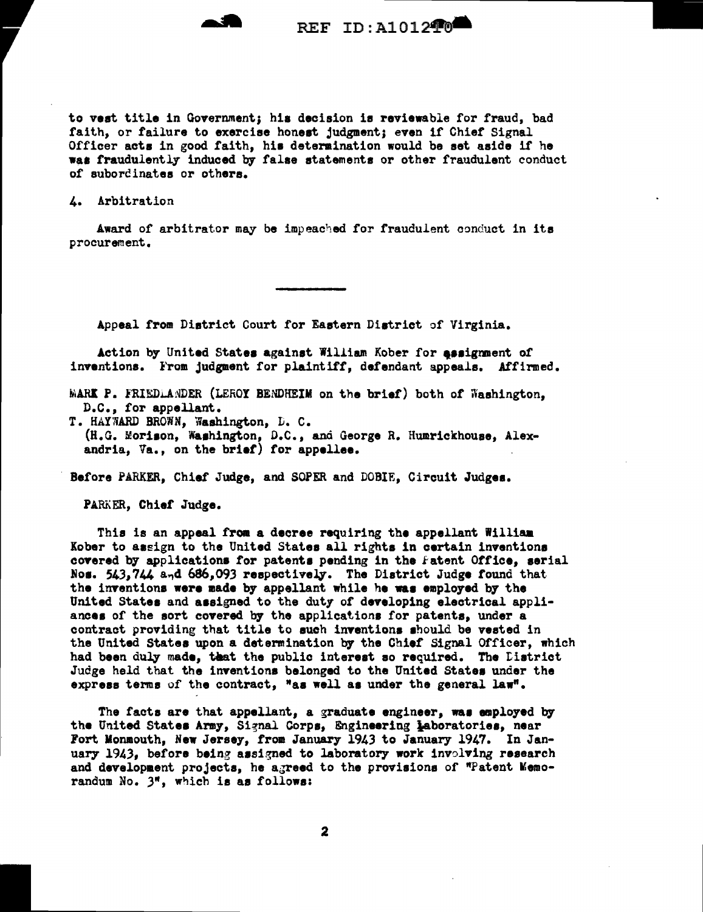to vest title in Government; his decision is reviewable for fraud, bad faith, or failure to exercise honest judgment; even if Chief Signal Officer acts in good faith, his determination would be set aside if he was fraudulently induced by false statements or other fraudulent conduct of subordinates or others.

4. Arbitration

Award of arbitrator may be impeached for fraudulent conduct in its procurement.

---

Appeal from District Court for Eastern District of Virginia.

Action by United States against William Kober for assignment of inventions. From judgment for plaintiff, defendant appeals. Affirmed.

MARK P. FRIEDLANDER (LEROY BENDHEIM on the brief) both of Washington, D.C., for appellant.
T. HAYWARD BROWN, Washington, D. C.
(H.G. Morison, Washington, D.C., and George R. Humrickhouse, Alexandria, Va., on the brief) for appellee.

Before PARKER, Chief Judge, and SOPER and DOBIE, Circuit Judges.

PARKER, Chief Judge.

This is an appeal from a decree requiring the appellant William Kober to assign to the United States all rights in certain inventions covered by applications for patents pending in the Patent Office, serial Nos. 543,744 and 686,093 respectively. The District Judge found that the inventions were made by appellant while he was employed by the United States and assigned to the duty of developing electrical appliances of the sort covered by the applications for patents, under a contract providing that title to such inventions should be vested in the United States upon a determination by the Chief Signal Officer, which had been duly made, that the public interest so required. The District Judge held that the inventions belonged to the United States under the express terms of the contract, "as well as under the general law".

The facts are that appellant, a graduate engineer, was employed by the United States Army, Signal Corps, Engineering Laboratories, near Fort Monmouth, New Jersey, from January 1943 to January 1947. In January 1943, before being assigned to laboratory work involving research and development projects, he agreed to the provisions of "Patent Memorandum No. 3", which is as follows: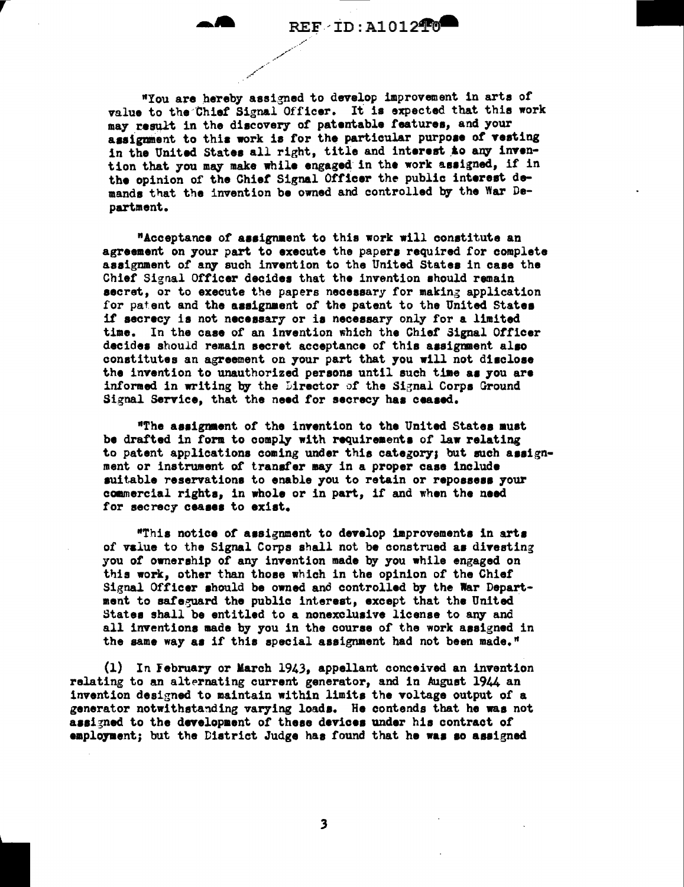"You are hereby assigned to develop improvement in arts of value to the Chief Signal Officer. It is expected that this work may result in the discovery of patentable features, and your assignment to this work is for the particular purpose of vesting in the United States all right, title and interest to any invention that you may make while engaged in the work assigned, if in the opinion of the Chief Signal Officer the public interest demands that the invention be owned and controlled by the War Department.

"Acceptance of assignment to this work will constitute an agreement on your part to execute the papers required for complete assignment of any such invention to the United States in case the Chief Signal Officer decides that the invention should remain secret, or to execute the papers necessary for making application for patent and the assignment of the patent to the United States if secrecy is not necessary or is necessary only for a limited time. In the case of an invention which the Chief Signal Officer decides should remain secret acceptance of this assignment also constitutes an agreement on your part that you will not disclose the invention to unauthorized persons until such time as you are informed in writing by the Director of the Signal Corps Ground Signal Service, that the need for secrecy has ceased.

"The assignment of the invention to the United States must be drafted in form to comply with requirements of law relating to patent applications coming under this category; but such assignment or instrument of transfer may in a proper case include suitable reservations to enable you to retain or repossess your commercial rights, in whole or in part, if and when the need for secrecy ceases to exist.

"This notice of assignment to develop improvements in arts of value to the Signal Corps shall not be construed as divesting you of ownership of any invention made by you while engaged on this work, other than those which in the opinion of the Chief Signal Officer should be owned and controlled by the War Department to safeguard the public interest, except that the United States shall be entitled to a nonexclusive license to any and all inventions made by you in the course of the work assigned in the same way as if this special assignment had not been made."

(1) In February or March 1943, appellant conceived an invention relating to an alternating current generator, and in August 1944 an invention designed to maintain within limits the voltage output of a generator notwithstanding varying loads. He contends that he was not assigned to the development of these devices under his contract of employment; but the District Judge has found that he was so assigned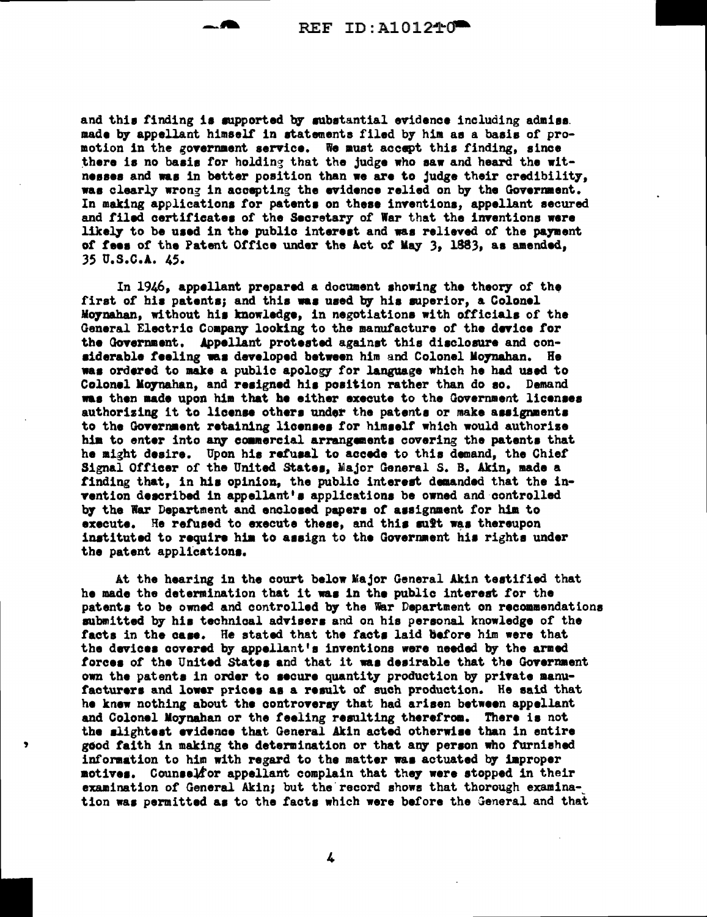and this finding is supported by substantial evidence including admiss. made by appellant himself in statements filed by him as a basis of promotion in the government service. We must accept this finding, since there is no basis for holding that the judge who saw and heard the witnesses and was in better position than we are to judge their credibility, was clearly wrong in accepting the evidence relied on by the Government. In making applications for patents on these inventions, appellant secured and filed certificates of the Secretary of War that the inventions were likely to be used in the public interest and was relieved of the payment of fees of the Patent Office under the Act of May 3, 1883, as amended, 35 U.S.C.A. 45.

In 1946, appellant prepared a document showing the theory of the first of his patents; and this was used by his superior, a Colonel Moynahan, without his knowledge, in negotiations with officials of the General Electric Company looking to the manufacture of the device for the Government. Appellant protested against this disclosure and considerable feeling was developed between him and Colonel Moynahan. He was ordered to make a public apology for language which he had used to Colonel Moynahan, and resigned his position rather than do so. Demand was then made upon him that he either execute to the Government licenses authorizing it to license others under the patents or make assignments to the Government retaining licenses for himself which would authorize him to enter into any commercial arrangements covering the patents that he might desire. Upon his refusal to accede to this demand, the Chief Signal Officer of the United States, Major General S. B. Akin, made a finding that, in his opinion, the public interest demanded that the invention described in appellant's applications be owned and controlled by the War Department and enclosed papers of assignment for him to execute. He refused to execute these, and this suit was thereupon instituted to require him to assign to the Government his rights under the patent applications.

At the hearing in the court below Major General Akin testified that he made the determination that it was in the public interest for the patents to be owned and controlled by the War Department on recommendations submitted by his technical advisers and on his personal knowledge of the facts in the case. He stated that the facts laid before him were that the devices covered by appellant's inventions were needed by the armed forces of the United States and that it was desirable that the Government own the patents in order to secure quantity production by private manufacturers and lower prices as a result of such production. He said that he knew nothing about the controversy that had arisen between appellant and Colonel Moynahan or the feeling resulting therefrom. There is not the slightest evidence that General Akin acted otherwise than in entire good faith in making the determination or that any person who furnished information to him with regard to the matter was actuated by improper motives. Counsel for appellant complain that they were stopped in their examination of General Akin; but the record shows that thorough examination was permitted as to the facts which were before the General and that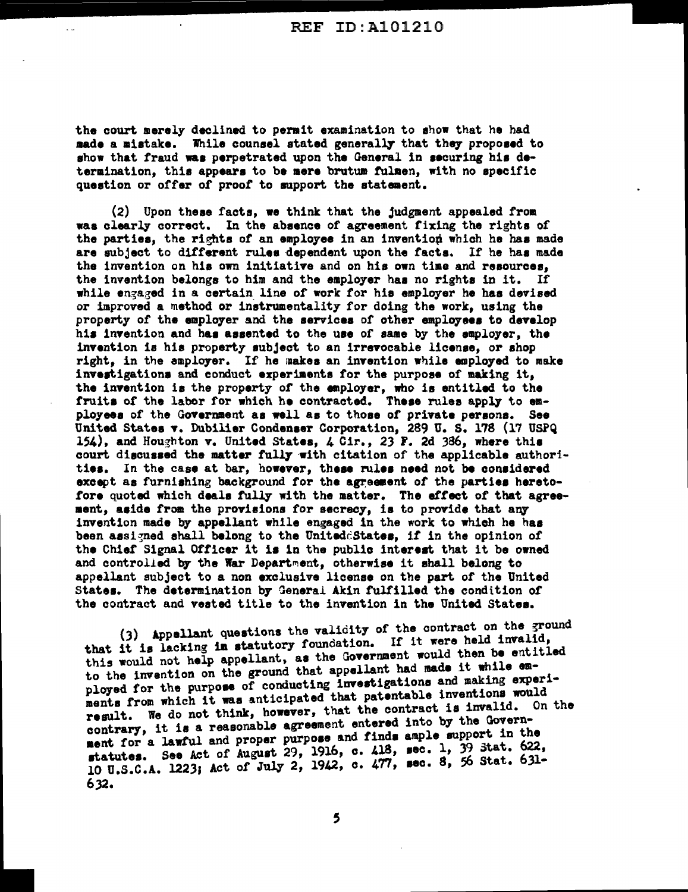the court merely declined to permit examination to show that he had made a mistake. While counsel stated generally that they proposed to show that fraud was perpetrated upon the General in securing his determination, this appears to be mere brutum fulmen, with no specific question or offer of proof to support the statement.

(2) Upon these facts, we think that the judgment appealed from was clearly correct. In the absence of agreement fixing the rights of the parties, the rights of an employee in an invention which he has made are subject to different rules dependent upon the facts. If he has made the invention on his own initiative and on his own time and resources, the invention belongs to him and the employer has no rights in it. If while engaged in a certain line of work for his employer he has devised or improved a method or instrumentality for doing the work, using the property of the employer and the services of other employees to develop his invention and has assented to the use of same by the employer, the invention is his property subject to an irrevocable license, or shop right, in the employer. If he makes an invention while employed to make investigations and conduct experiments for the purpose of making it, the invention is the property of the employer, who is entitled to the fruits of the labor for which he contracted. These rules apply to employees of the Government as well as to those of private persons. See United States v. Dubilier Condenser Corporation, 289 U. S. 178 (17 USPQ 154), and Houghton v. United States, 4 Cir., 23 F. 2d 386, where this court discussed the matter fully with citation of the applicable authorities. In the case at bar, however, these rules need not be considered except as furnishing background for the agreement of the parties heretofore quoted which deals fully with the matter. The effect of that agreement, aside from the provisions for secrecy, is to provide that any invention made by appellant while engaged in the work to which he has been assigned shall belong to the United States, if in the opinion of the Chief Signal Officer it is in the public interest that it be owned and controlled by the War Department, otherwise it shall belong to appellant subject to a non exclusive license on the part of the United States. The determination by General Akin fulfilled the condition of the contract and vested title to the invention in the United States.

(3) Appellant questions the validity of the contract on the ground that it is lacking in statutory foundation. If it were held invalid, this would not help appellant, as the Government would then be entitled to the invention on the ground that appellant had made it while employed for the purpose of conducting investigations and making experiments from which it was anticipated that patentable inventions would result. We do not think, however, that the contract is invalid. On the contrary, it is a reasonable agreement entered into by the Government for a lawful and proper purpose and finds ample support in the statutes. See Act of August 29, 1916, c. 418, sec. 1, 39 Stat. 622, 10 U.S.C.A. 1223; Act of July 2, 1942, c. 477, sec. 8, 56 Stat. 631-632.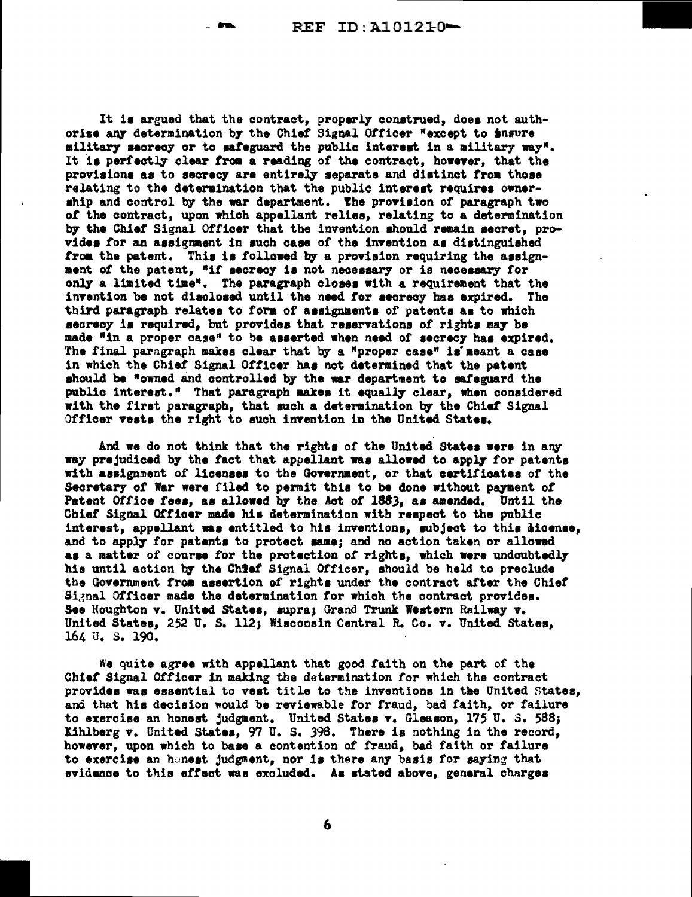It is argued that the contract, properly construed, does not authorize any determination by the Chief Signal Officer "except to insure military secrecy or to safeguard the public interest in a military way". It is perfectly clear from a reading of the contract, however, that the provisions as to secrecy are entirely separate and distinct from those relating to the determination that the public interest requires ownership and control by the war department. The provision of paragraph two of the contract, upon which appellant relies, relating to a determination by the Chief Signal Officer that the invention should remain secret, provides for an assignment in such case of the invention as distinguished from the patent. This is followed by a provision requiring the assignment of the patent, "if secrecy is not necessary or is necessary for only a limited time". The paragraph closes with a requirement that the invention be not disclosed until the need for secrecy has expired. The third paragraph relates to form of assignments of patents as to which secrecy is required, but provides that reservations of rights may be made "in a proper case" to be asserted when need of secrecy has expired. The final paragraph makes clear that by a "proper case" is meant a case in which the Chief Signal Officer has not determined that the patent should be "owned and controlled by the war department to safeguard the public interest." That paragraph makes it equally clear, when considered with the first paragraph, that such a determination by the Chief Signal Officer vests the right to such invention in the United States.

And we do not think that the rights of the United States were in any way prejudiced by the fact that appellant was allowed to apply for patents with assignment of licenses to the Government, or that certificates of the Secretary of War were filed to permit this to be done without payment of Patent Office fees, as allowed by the Act of 1883, as amended. Until the Chief Signal Officer made his determination with respect to the public interest, appellant was entitled to his inventions, subject to this license, and to apply for patents to protect same; and no action taken or allowed as a matter of course for the protection of rights, which were undoubtedly his until action by the Chief Signal Officer, should be held to preclude the Government from assertion of rights under the contract after the Chief Signal Officer made the determination for which the contract provides. See Houghton v. United States, supra; Grand Trunk Western Railway v. United States, 252 U. S. 112; Wisconsin Central R. Co. v. United States, 164 U. S. 190.

We quite agree with appellant that good faith on the part of the Chief Signal Officer in making the determination for which the contract provides was essential to vest title to the inventions in the United States, and that his decision would be reviewable for fraud, bad faith, or failure to exercise an honest judgment. United States v. Gleason, 175 U. S. 588; Kihlberg v. United States, 97 U. S. 398. There is nothing in the record, however, upon which to base a contention of fraud, bad faith or failure to exercise an honest judgment, nor is there any basis for saying that evidence to this effect was excluded. As stated above, general charges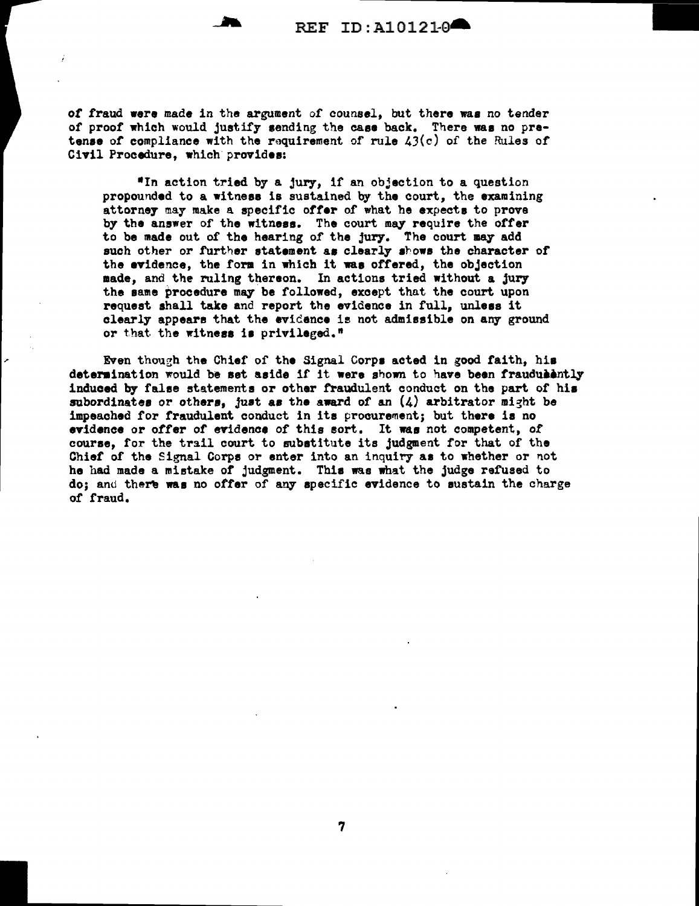of fraud were made in the argument of counsel, but there was no tender of proof which would justify sending the case back. There was no pretense of compliance with the requirement of rule 43(c) of the Rules of Civil Procedure, which provides:

> "In action tried by a jury, if an objection to a question propounded to a witness is sustained by the court, the examining attorney may make a specific offer of what he expects to prove by the answer of the witness. The court may require the offer to be made out of the hearing of the jury. The court may add such other or further statement as clearly shows the character of the evidence, the form in which it was offered, the objection made, and the ruling thereon. In actions tried without a jury the same procedure may be followed, except that the court upon request shall take and report the evidence in full, unless it clearly appears that the evidence is not admissible on any ground or that the witness is privileged."

Even though the Chief of the Signal Corps acted in good faith, his determination would be set aside if it were shown to have been fraudulently induced by false statements or other fraudulent conduct on the part of his subordinates or others, just as the award of an (4) arbitrator might be impeached for fraudulent conduct in its procurement; but there is no evidence or offer of evidence of this sort. It was not competent, of course, for the trail court to substitute its judgment for that of the Chief of the Signal Corps or enter into an inquiry as to whether or not he had made a mistake of judgment. This was what the judge refused to do; and there was no offer of any specific evidence to sustain the charge of fraud.